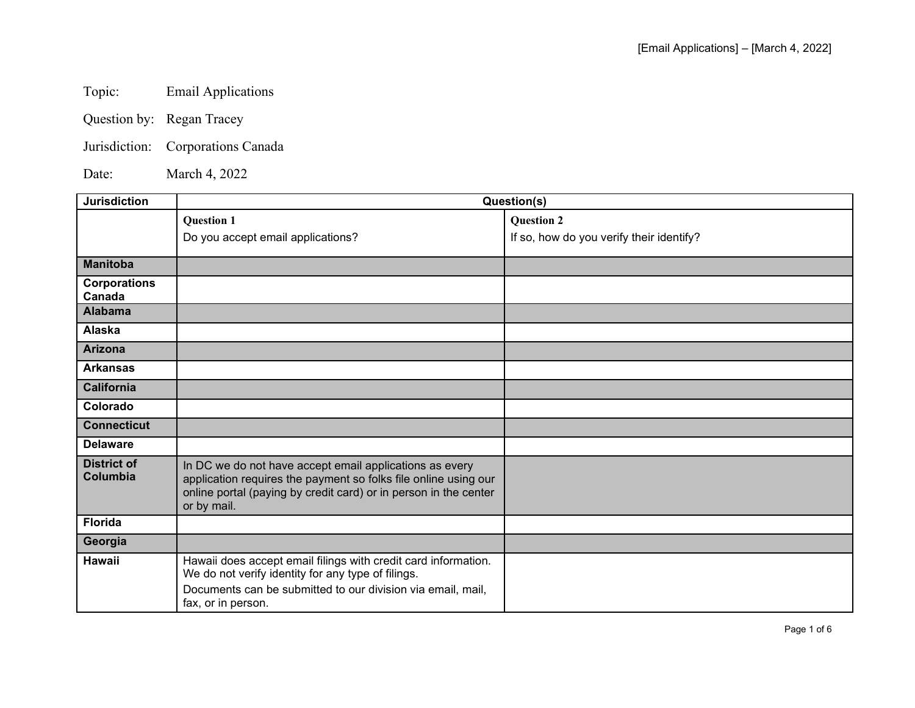Topic: Email Applications

Question by: Regan Tracey

Jurisdiction: Corporations Canada

Date: March 4, 2022

| Jurisdiction | Question(s) | |
|---|---|---|
| | **Question 1**<br>Do you accept email applications? | **Question 2**<br>If so, how do you verify their identify? |
| **Manitoba** | | |
| **Corporations Canada** | | |
| **Alabama** | | |
| **Alaska** | | |
| **Arizona** | | |
| **Arkansas** | | |
| **California** | | |
| **Colorado** | | |
| **Connecticut** | | |
| **Delaware** | | |
| **District of Columbia** | In DC we do not have accept email applications as every application requires the payment so folks file online using our online portal (paying by credit card) or in person in the center or by mail. | |
| **Florida** | | |
| **Georgia** | | |
| **Hawaii** | Hawaii does accept email filings with credit card information. We do not verify identity for any type of filings.<br>Documents can be submitted to our division via email, mail, fax, or in person. | |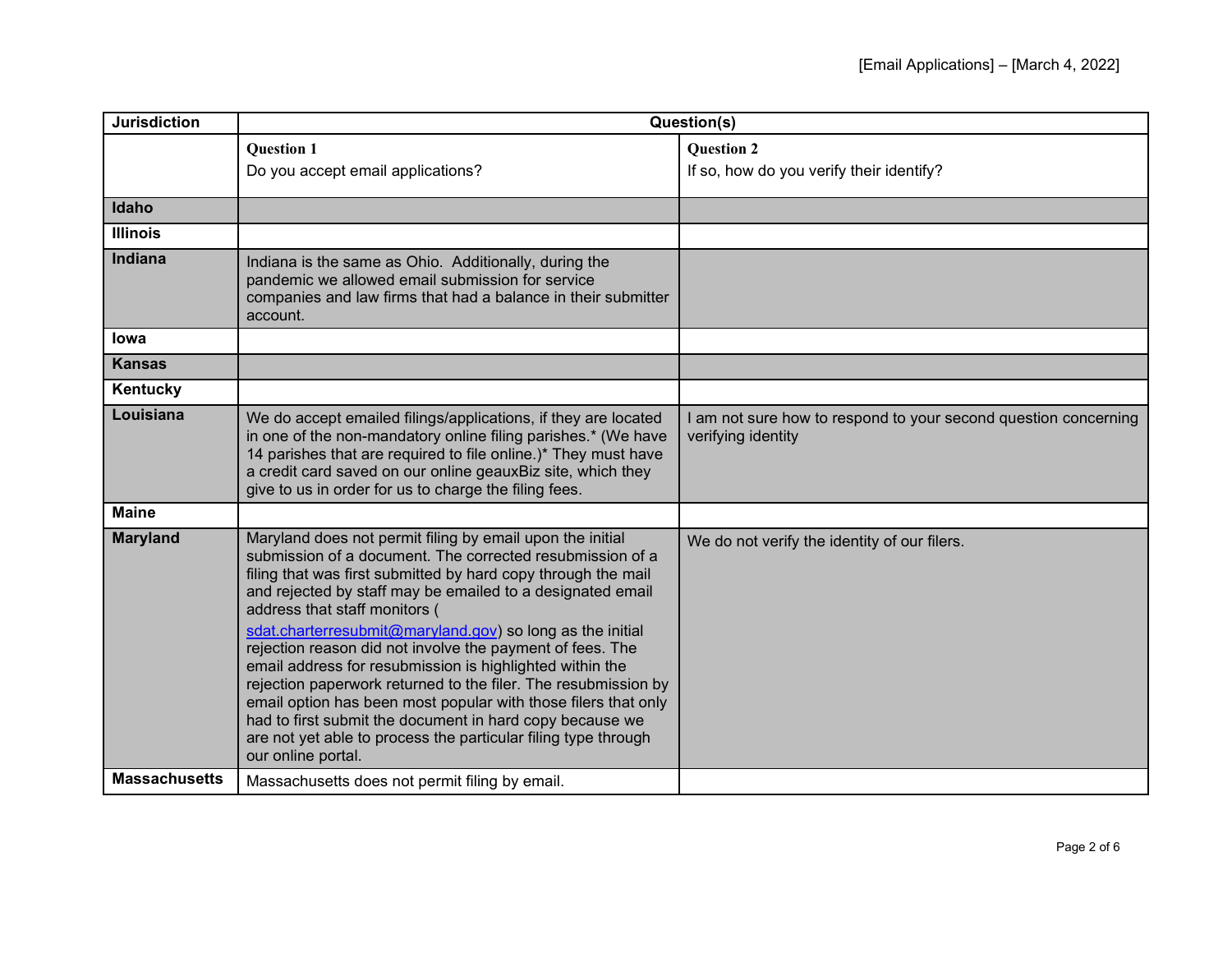| Jurisdiction | Question(s) | |
|---|---|---|
| | **Question 1**<br>Do you accept email applications? | **Question 2**<br>If so, how do you verify their identify? |
| **Idaho** | | |
| **Illinois** | | |
| **Indiana** | Indiana is the same as Ohio. Additionally, during the pandemic we allowed email submission for service companies and law firms that had a balance in their submitter account. | |
| **Iowa** | | |
| **Kansas** | | |
| **Kentucky** | | |
| **Louisiana** | We do accept emailed filings/applications, if they are located in one of the non-mandatory online filing parishes.* (We have 14 parishes that are required to file online.)* They must have a credit card saved on our online geauxBiz site, which they give to us in order for us to charge the filing fees. | I am not sure how to respond to your second question concerning verifying identity |
| **Maine** | | |
| **Maryland** | Maryland does not permit filing by email upon the initial submission of a document. The corrected resubmission of a filing that was first submitted by hard copy through the mail and rejected by staff may be emailed to a designated email address that staff monitors ( sdat.charterresubmit@maryland.gov) so long as the initial rejection reason did not involve the payment of fees. The email address for resubmission is highlighted within the rejection paperwork returned to the filer. The resubmission by email option has been most popular with those filers that only had to first submit the document in hard copy because we are not yet able to process the particular filing type through our online portal. | We do not verify the identity of our filers. |
| **Massachusetts** | Massachusetts does not permit filing by email. | |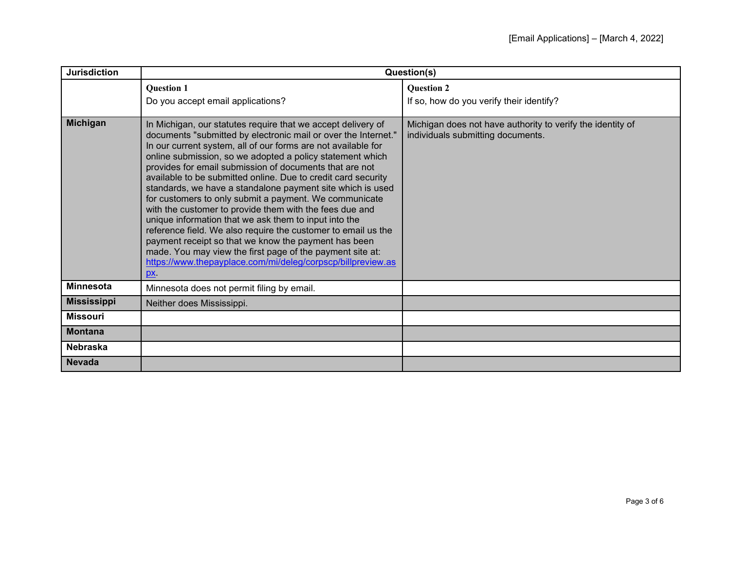| Jurisdiction | Question(s) | |
|---|---|---|
| | **Question 1**<br>Do you accept email applications? | **Question 2**<br>If so, how do you verify their identify? |
| **Michigan** | In Michigan, our statutes require that we accept delivery of documents "submitted by electronic mail or over the Internet." In our current system, all of our forms are not available for online submission, so we adopted a policy statement which provides for email submission of documents that are not available to be submitted online. Due to credit card security standards, we have a standalone payment site which is used for customers to only submit a payment. We communicate with the customer to provide them with the fees due and unique information that we ask them to input into the reference field. We also require the customer to email us the payment receipt so that we know the payment has been made. You may view the first page of the payment site at: [https://www.thepayplace.com/mi/deleg/corpscp/billpreview.aspx](https://www.thepayplace.com/mi/deleg/corpscp/billpreview.aspx). | Michigan does not have authority to verify the identity of individuals submitting documents. |
| **Minnesota** | Minnesota does not permit filing by email. | |
| **Mississippi** | Neither does Mississippi. | |
| **Missouri** | | |
| **Montana** | | |
| **Nebraska** | | |
| **Nevada** | | |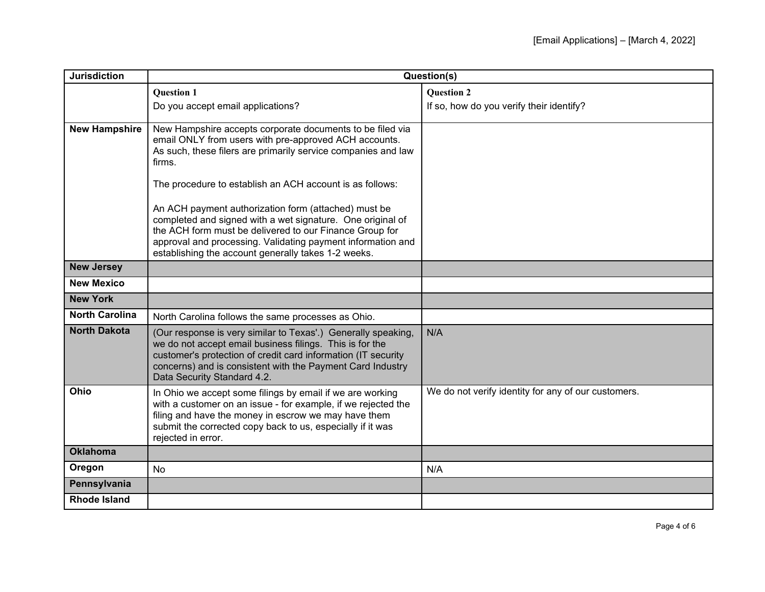| Jurisdiction | Question(s) | |
|---|---|---|
| | **Question 1**<br>Do you accept email applications? | **Question 2**<br>If so, how do you verify their identify? |
| **New Hampshire** | New Hampshire accepts corporate documents to be filed via email ONLY from users with pre-approved ACH accounts. As such, these filers are primarily service companies and law firms.<br><br>The procedure to establish an ACH account is as follows:<br><br>An ACH payment authorization form (attached) must be completed and signed with a wet signature. One original of the ACH form must be delivered to our Finance Group for approval and processing. Validating payment information and establishing the account generally takes 1-2 weeks. | |
| **New Jersey** | | |
| **New Mexico** | | |
| **New York** | | |
| **North Carolina** | North Carolina follows the same processes as Ohio. | |
| **North Dakota** | (Our response is very similar to Texas'.) Generally speaking, we do not accept email business filings. This is for the customer's protection of credit card information (IT security concerns) and is consistent with the Payment Card Industry Data Security Standard 4.2. | N/A |
| **Ohio** | In Ohio we accept some filings by email if we are working with a customer on an issue - for example, if we rejected the filing and have the money in escrow we may have them submit the corrected copy back to us, especially if it was rejected in error. | We do not verify identity for any of our customers. |
| **Oklahoma** | | |
| **Oregon** | No | N/A |
| **Pennsylvania** | | |
| **Rhode Island** | | |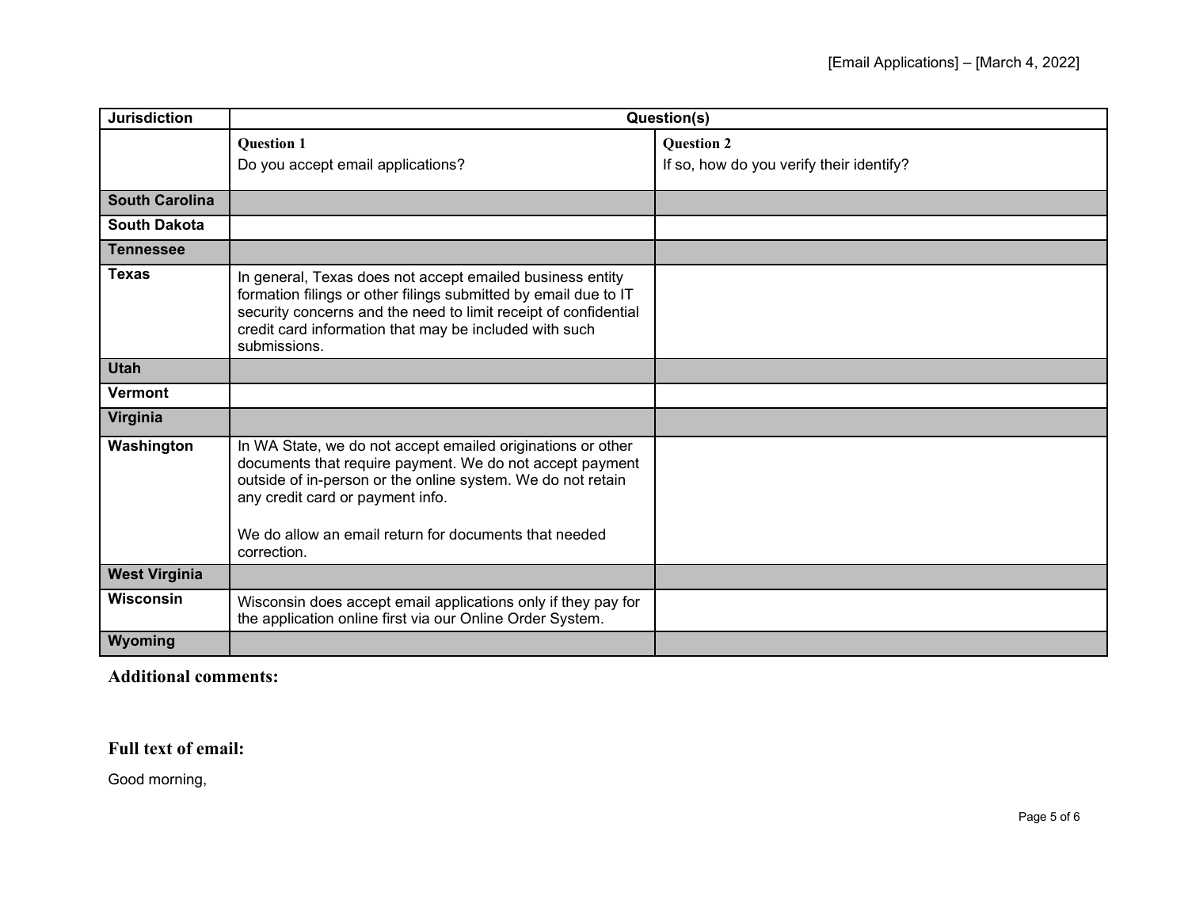| Jurisdiction | Question(s) | |
|---|---|---|
| | **Question 1**<br>Do you accept email applications? | **Question 2**<br>If so, how do you verify their identify? |
| **South Carolina** | | |
| **South Dakota** | | |
| **Tennessee** | | |
| **Texas** | In general, Texas does not accept emailed business entity formation filings or other filings submitted by email due to IT security concerns and the need to limit receipt of confidential credit card information that may be included with such submissions. | |
| **Utah** | | |
| **Vermont** | | |
| **Virginia** | | |
| **Washington** | In WA State, we do not accept emailed originations or other documents that require payment. We do not accept payment outside of in-person or the online system. We do not retain any credit card or payment info.<br><br>We do allow an email return for documents that needed correction. | |
| **West Virginia** | | |
| **Wisconsin** | Wisconsin does accept email applications only if they pay for the application online first via our Online Order System. | |
| **Wyoming** | | |

## Additional comments:

## Full text of email:

Good morning,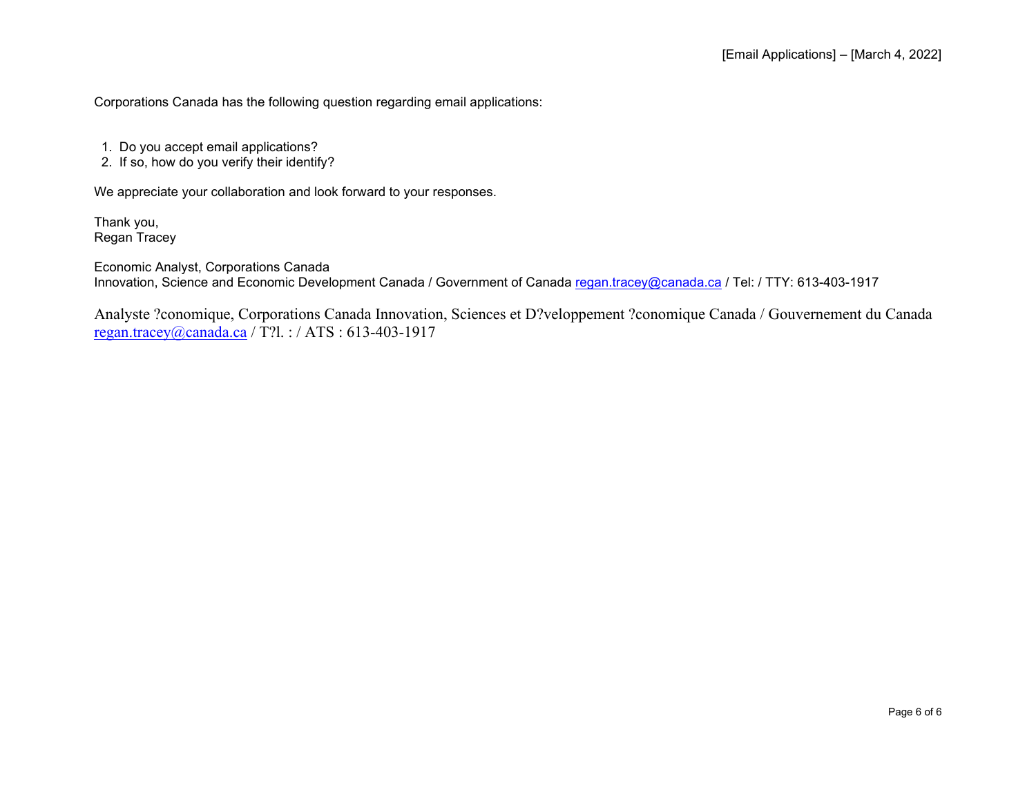Corporations Canada has the following question regarding email applications:

1. Do you accept email applications?
2. If so, how do you verify their identify?

We appreciate your collaboration and look forward to your responses.

Thank you,
Regan Tracey

Economic Analyst, Corporations Canada
Innovation, Science and Economic Development Canada / Government of Canada regan.tracey@canada.ca / Tel: / TTY: 613-403-1917

Analyste ?conomique, Corporations Canada Innovation, Sciences et D?veloppement ?conomique Canada / Gouvernement du Canada regan.tracey@canada.ca / T?l. : / ATS : 613-403-1917